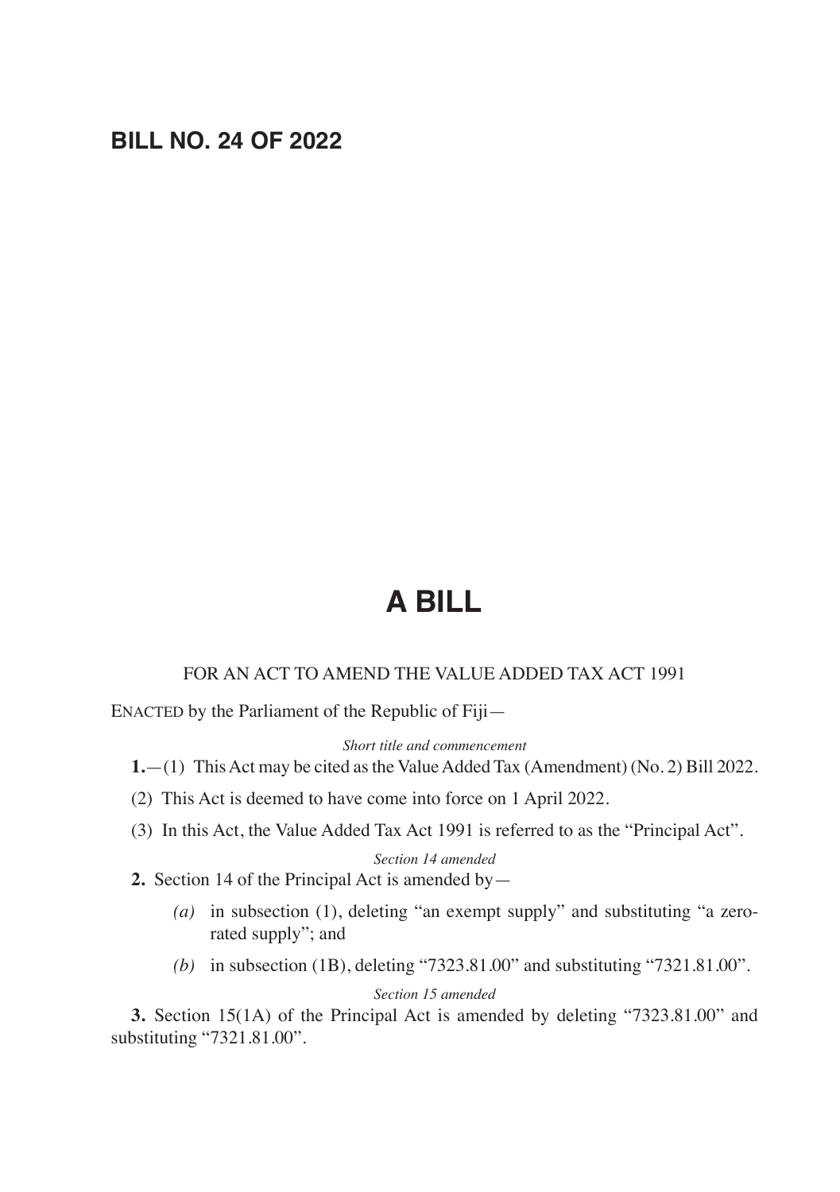# BILL NO. 24 OF 2022

# A BILL

FOR AN ACT TO AMEND THE VALUE ADDED TAX ACT 1991

ENACTED by the Parliament of the Republic of Fiji—

*Short title and commencement*

**1.**—(1) This Act may be cited as the Value Added Tax (Amendment) (No. 2) Bill 2022.

(2) This Act is deemed to have come into force on 1 April 2022.

(3) In this Act, the Value Added Tax Act 1991 is referred to as the "Principal Act".

*Section 14 amended*

**2.** Section 14 of the Principal Act is amended by—

*(a)* in subsection (1), deleting "an exempt supply" and substituting "a zero-rated supply"; and

*(b)* in subsection (1B), deleting "7323.81.00" and substituting "7321.81.00".

*Section 15 amended*

**3.** Section 15(1A) of the Principal Act is amended by deleting "7323.81.00" and substituting "7321.81.00".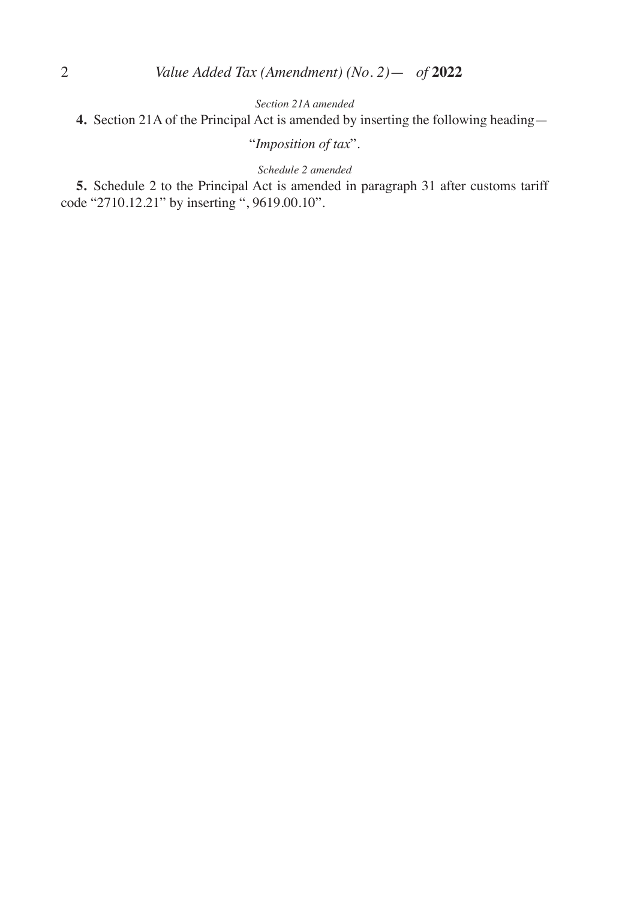*Section 21A amended*

**4.** Section 21A of the Principal Act is amended by inserting the following heading—

"*Imposition of tax*".

*Schedule 2 amended*

**5.** Schedule 2 to the Principal Act is amended in paragraph 31 after customs tariff code "2710.12.21" by inserting ", 9619.00.10".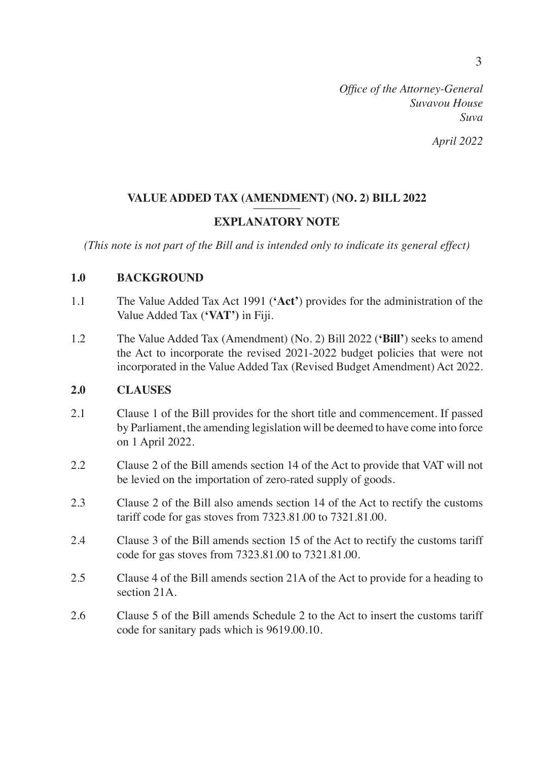*Office of the Attorney-General*
*Suvavou House*
*Suva*

*April 2022*

## VALUE ADDED TAX (AMENDMENT) (NO. 2) BILL 2022

## EXPLANATORY NOTE

*(This note is not part of the Bill and is intended only to indicate its general effect)*

### 1.0 BACKGROUND

1.1 The Value Added Tax Act 1991 (**'Act'**) provides for the administration of the Value Added Tax (**'VAT'**) in Fiji.

1.2 The Value Added Tax (Amendment) (No. 2) Bill 2022 (**'Bill'**) seeks to amend the Act to incorporate the revised 2021-2022 budget policies that were not incorporated in the Value Added Tax (Revised Budget Amendment) Act 2022.

### 2.0 CLAUSES

2.1 Clause 1 of the Bill provides for the short title and commencement. If passed by Parliament, the amending legislation will be deemed to have come into force on 1 April 2022.

2.2 Clause 2 of the Bill amends section 14 of the Act to provide that VAT will not be levied on the importation of zero-rated supply of goods.

2.3 Clause 2 of the Bill also amends section 14 of the Act to rectify the customs tariff code for gas stoves from 7323.81.00 to 7321.81.00.

2.4 Clause 3 of the Bill amends section 15 of the Act to rectify the customs tariff code for gas stoves from 7323.81.00 to 7321.81.00.

2.5 Clause 4 of the Bill amends section 21A of the Act to provide for a heading to section 21A.

2.6 Clause 5 of the Bill amends Schedule 2 to the Act to insert the customs tariff code for sanitary pads which is 9619.00.10.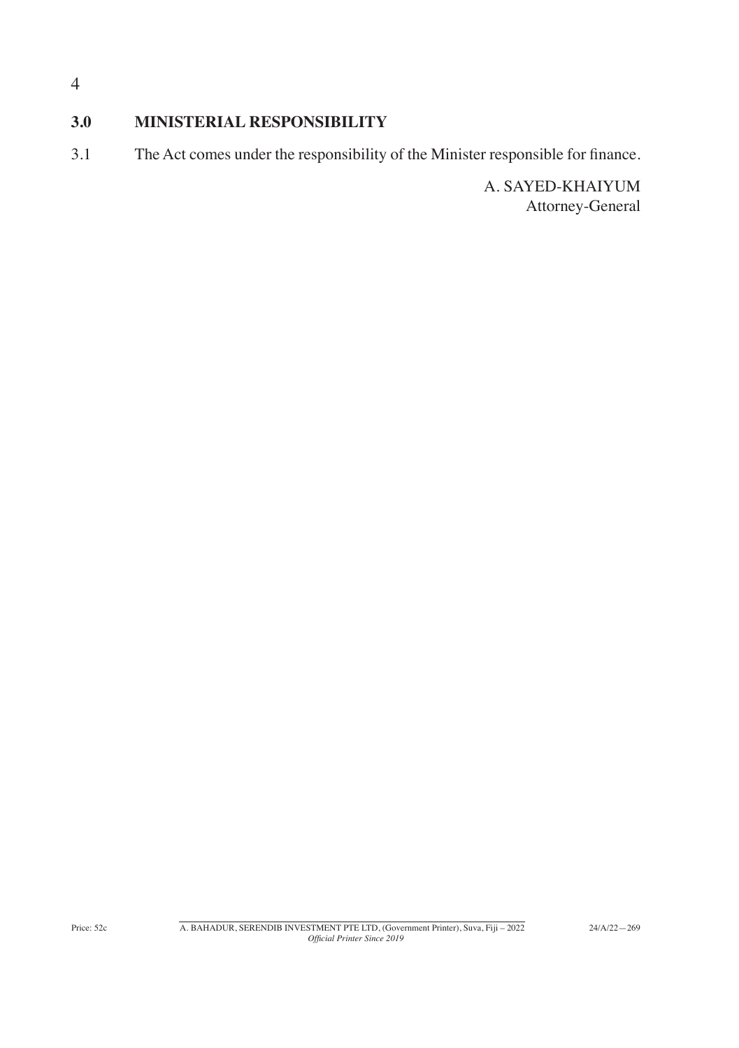## 3.0 MINISTERIAL RESPONSIBILITY

3.1 The Act comes under the responsibility of the Minister responsible for finance.

A. SAYED-KHAIYUM
Attorney-General

Price: 52c

A. BAHADUR, SERENDIB INVESTMENT PTE LTD, (Government Printer), Suva, Fiji – 2022
*Official Printer Since 2019*

24/A/22—269